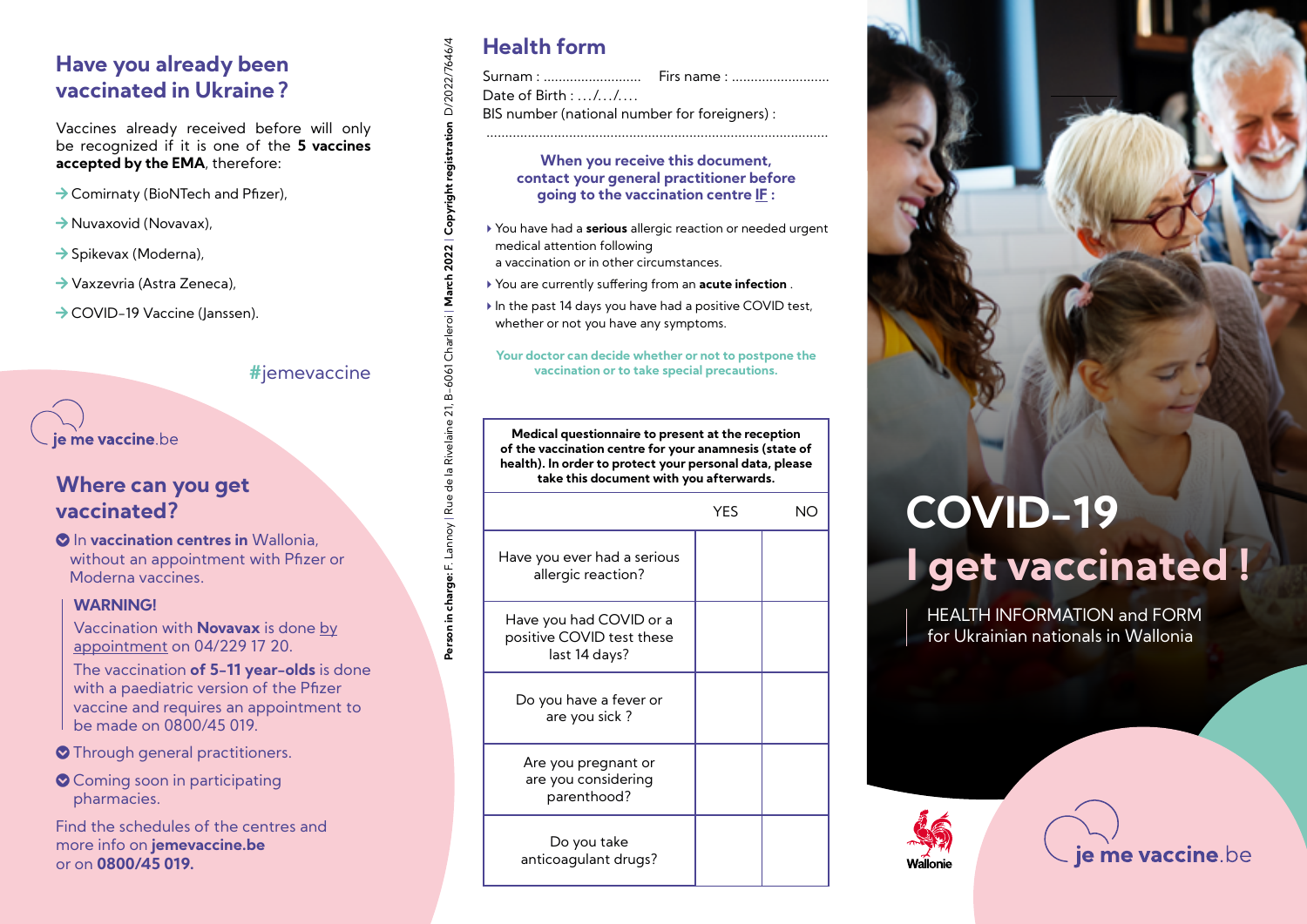## Have you already been vaccinated in Ukraine ?

Vaccines already received before will only be recognized if it is one of the **5 vaccines accepted by the EMA**, therefore:

- → Comirnaty (BioNTech and Pfizer),
- → Nuvaxovid (Novavax),
- → Spikevax (Moderna),
- → Vaxzevria (Astra Zeneca),
- → COVID-19 Vaccine (Janssen).

#jemevaccine

je me vaccine.be

## Where can you get vaccinated?

- In **vaccination centres in** Wallonia, without an appointment with Pfizer or Moderna vaccines.

**WARNING!**

Vaccination with **Novavax** is done by appointment on 04/229 17 20.

The vaccination **of 5-11 year-olds** is done with a paediatric version of the Pfizer vaccine and requires an appointment to be made on 0800/45 019.

- Through general practitioners.
- Coming soon in participating pharmacies.

Find the schedules of the centres and more info on **jemevaccine.be** or on **0800/45 019.**

**Person in charge:** F. Lannoy | Rue de la Rivelaine 21, B-6061 Charleroi | **March 2022** | **Copyright registration** D/2022/7646/4

## Health form

Surnam : .......................... Firs name : ..........................

Date of Birth : .../.../....

BIS number (national number for foreigners) :

..........................................................................................

**When you receive this document, contact your general practitioner before going to the vaccination centre IF :**

- You have had a **serious** allergic reaction or needed urgent medical attention following a vaccination or in other circumstances.
- You are currently suffering from an **acute infection** .
- In the past 14 days you have had a positive COVID test, whether or not you have any symptoms.

**Your doctor can decide whether or not to postpone the vaccination or to take special precautions.**

**Medical questionnaire to present at the reception of the vaccination centre for your anamnesis (state of health). In order to protect your personal data, please take this document with you afterwards.**

| | YES | NO |
|---|---|---|
| Have you ever had a serious allergic reaction? | | |
| Have you had COVID or a positive COVID test these last 14 days? | | |
| Do you have a fever or are you sick ? | | |
| Are you pregnant or are you considering parenthood? | | |
| Do you take anticoagulant drugs? | | |

# COVID-19
# I get vaccinated !

HEALTH INFORMATION and FORM for Ukrainian nationals in Wallonia

Wallonie

je me vaccine.be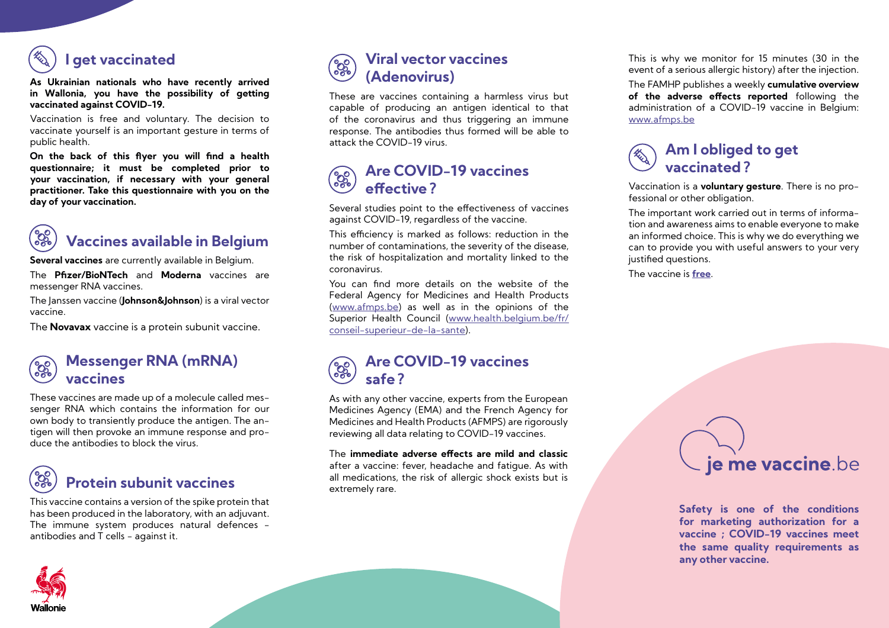## I get vaccinated

**As Ukrainian nationals who have recently arrived in Wallonia, you have the possibility of getting vaccinated against COVID-19.**

Vaccination is free and voluntary. The decision to vaccinate yourself is an important gesture in terms of public health.

**On the back of this flyer you will find a health questionnaire; it must be completed prior to your vaccination, if necessary with your general practitioner. Take this questionnaire with you on the day of your vaccination.**

## Vaccines available in Belgium

**Several vaccines** are currently available in Belgium.

The **Pfizer/BioNTech** and **Moderna** vaccines are messenger RNA vaccines.

The Janssen vaccine (**Johnson&Johnson**) is a viral vector vaccine.

The **Novavax** vaccine is a protein subunit vaccine.

## Messenger RNA (mRNA) vaccines

These vaccines are made up of a molecule called messenger RNA which contains the information for our own body to transiently produce the antigen. The antigen will then provoke an immune response and produce the antibodies to block the virus.

## Protein subunit vaccines

This vaccine contains a version of the spike protein that has been produced in the laboratory, with an adjuvant. The immune system produces natural defences - antibodies and T cells - against it.

## Viral vector vaccines (Adenovirus)

These are vaccines containing a harmless virus but capable of producing an antigen identical to that of the coronavirus and thus triggering an immune response. The antibodies thus formed will be able to attack the COVID-19 virus.

## Are COVID-19 vaccines effective?

Several studies point to the effectiveness of vaccines against COVID-19, regardless of the vaccine.

This efficiency is marked as follows: reduction in the number of contaminations, the severity of the disease, the risk of hospitalization and mortality linked to the coronavirus.

You can find more details on the website of the Federal Agency for Medicines and Health Products (www.afmps.be) as well as in the opinions of the Superior Health Council (www.health.belgium.be/fr/conseil-superieur-de-la-sante).

## Are COVID-19 vaccines safe?

As with any other vaccine, experts from the European Medicines Agency (EMA) and the French Agency for Medicines and Health Products (AFMPS) are rigorously reviewing all data relating to COVID-19 vaccines.

The **immediate adverse effects are mild and classic** after a vaccine: fever, headache and fatigue. As with all medications, the risk of allergic shock exists but is extremely rare.

This is why we monitor for 15 minutes (30 in the event of a serious allergic history) after the injection.

The FAMHP publishes a weekly **cumulative overview of the adverse effects reported** following the administration of a COVID-19 vaccine in Belgium: www.afmps.be

## Am I obliged to get vaccinated?

Vaccination is a **voluntary gesture**. There is no professional or other obligation.

The important work carried out in terms of information and awareness aims to enable everyone to make an informed choice. This is why we do everything we can to provide you with useful answers to your very justified questions.

The vaccine is **free**.

je me vaccine.be

**Safety is one of the conditions for marketing authorization for a vaccine ; COVID-19 vaccines meet the same quality requirements as any other vaccine.**

Wallonie